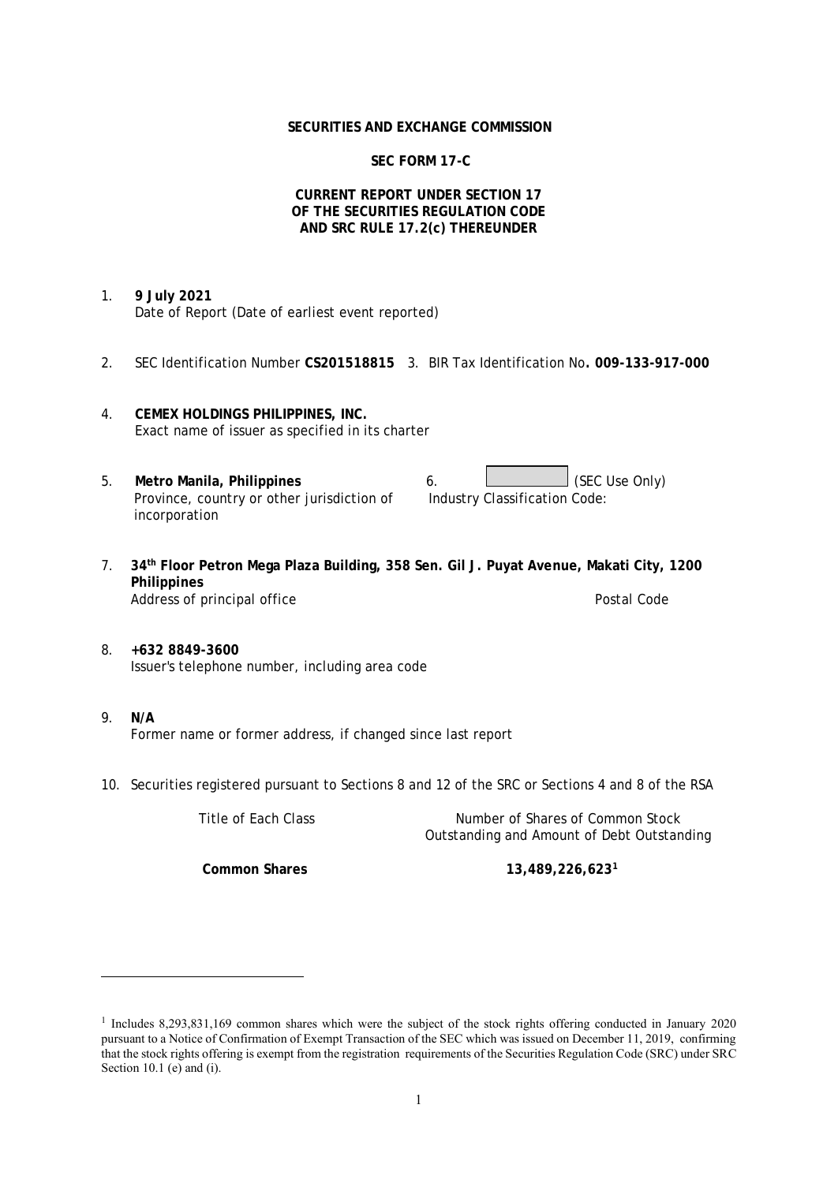**SECURITIES AND EXCHANGE COMMISSION**

**SEC FORM 17-C**

**CURRENT REPORT UNDER SECTION 17**
**OF THE SECURITIES REGULATION CODE**
**AND SRC RULE 17.2(c) THEREUNDER**

1. **9 July 2021**
   Date of Report (Date of earliest event reported)

2. SEC Identification Number **CS201518815** 3. BIR Tax Identification No**. 009-133-917-000**

4. **CEMEX HOLDINGS PHILIPPINES, INC.**
   Exact name of issuer as specified in its charter

5. **Metro Manila, Philippines**
   Province, country or other jurisdiction of incorporation

6. (SEC Use Only)
   Industry Classification Code:

7. **34th Floor Petron Mega Plaza Building, 358 Sen. Gil J. Puyat Avenue, Makati City, 1200 Philippines**
   Address of principal office Postal Code

8. **+632 8849-3600**
   Issuer's telephone number, including area code

9. **N/A**
   Former name or former address, if changed since last report

10. Securities registered pursuant to Sections 8 and 12 of the SRC or Sections 4 and 8 of the RSA

| Title of Each Class | Number of Shares of Common Stock Outstanding and Amount of Debt Outstanding |
|---|---|
| **Common Shares** | **13,489,226,623**[1] |

[1] Includes 8,293,831,169 common shares which were the subject of the stock rights offering conducted in January 2020 pursuant to a Notice of Confirmation of Exempt Transaction of the SEC which was issued on December 11, 2019, confirming that the stock rights offering is exempt from the registration requirements of the Securities Regulation Code (SRC) under SRC Section 10.1 (e) and (i).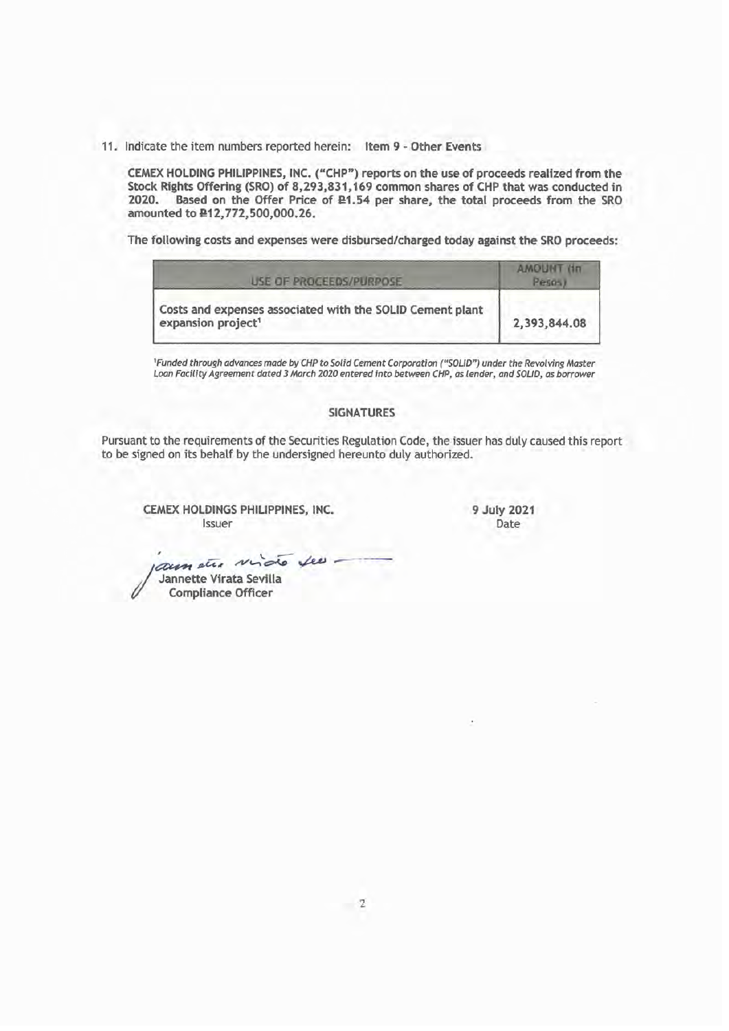11. Indicate the item numbers reported herein: **Item 9 - Other Events**

**CEMEX HOLDING PHILIPPINES, INC. ("CHP") reports on the use of proceeds realized from the Stock Rights Offering (SRO) of 8,293,831,169 common shares of CHP that was conducted in 2020. Based on the Offer Price of ₱1.54 per share, the total proceeds from the SRO amounted to ₱12,772,500,000.26.**

**The following costs and expenses were disbursed/charged today against the SRO proceeds:**

| USE OF PROCEEDS/PURPOSE | AMOUNT (in Pesos) |
| --- | --- |
| **Costs and expenses associated with the SOLID Cement plant expansion project[1]** | **2,393,844.08** |

[1]*Funded through advances made by CHP to Solid Cement Corporation ("SOLID") under the Revolving Master Loan Facility Agreement dated 3 March 2020 entered into between CHP, as lender, and SOLID, as borrower*

## SIGNATURES

Pursuant to the requirements of the Securities Regulation Code, the issuer has duly caused this report to be signed on its behalf by the undersigned hereunto duly authorized.

**CEMEX HOLDINGS PHILIPPINES, INC.**
Issuer

**9 July 2021**
Date

**Jannette Virata Sevilla**
**Compliance Officer**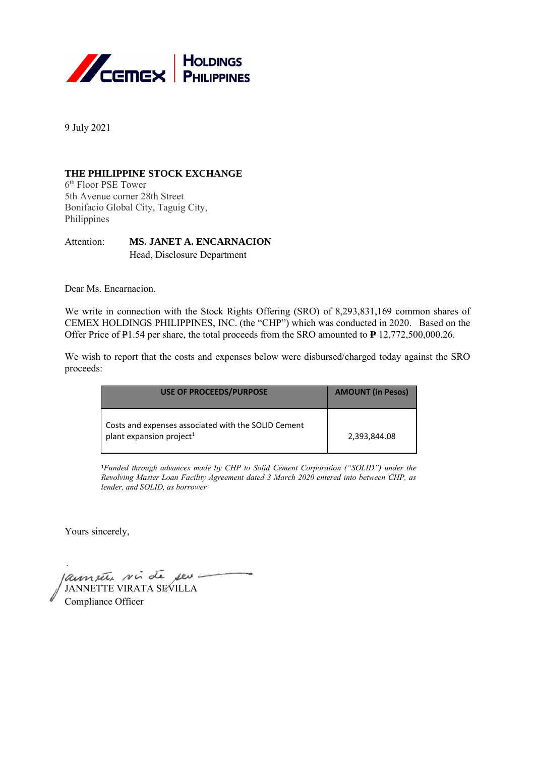CEMEX HOLDINGS PHILIPPINES

9 July 2021

**THE PHILIPPINE STOCK EXCHANGE**
6th Floor PSE Tower
5th Avenue corner 28th Street
Bonifacio Global City, Taguig City,
Philippines

Attention: **MS. JANET A. ENCARNACION**
Head, Disclosure Department

Dear Ms. Encarnacion,

We write in connection with the Stock Rights Offering (SRO) of 8,293,831,169 common shares of CEMEX HOLDINGS PHILIPPINES, INC. (the "CHP") which was conducted in 2020. Based on the Offer Price of ₱1.54 per share, the total proceeds from the SRO amounted to ₱ 12,772,500,000.26.

We wish to report that the costs and expenses below were disbursed/charged today against the SRO proceeds:

| USE OF PROCEEDS/PURPOSE | AMOUNT (in Pesos) |
| --- | --- |
| Costs and expenses associated with the SOLID Cement plant expansion project[1] | 2,393,844.08 |

[1]*Funded through advances made by CHP to Solid Cement Corporation ("SOLID") under the Revolving Master Loan Facility Agreement dated 3 March 2020 entered into between CHP, as lender, and SOLID, as borrower*

Yours sincerely,

JANNETTE VIRATA SEVILLA
Compliance Officer